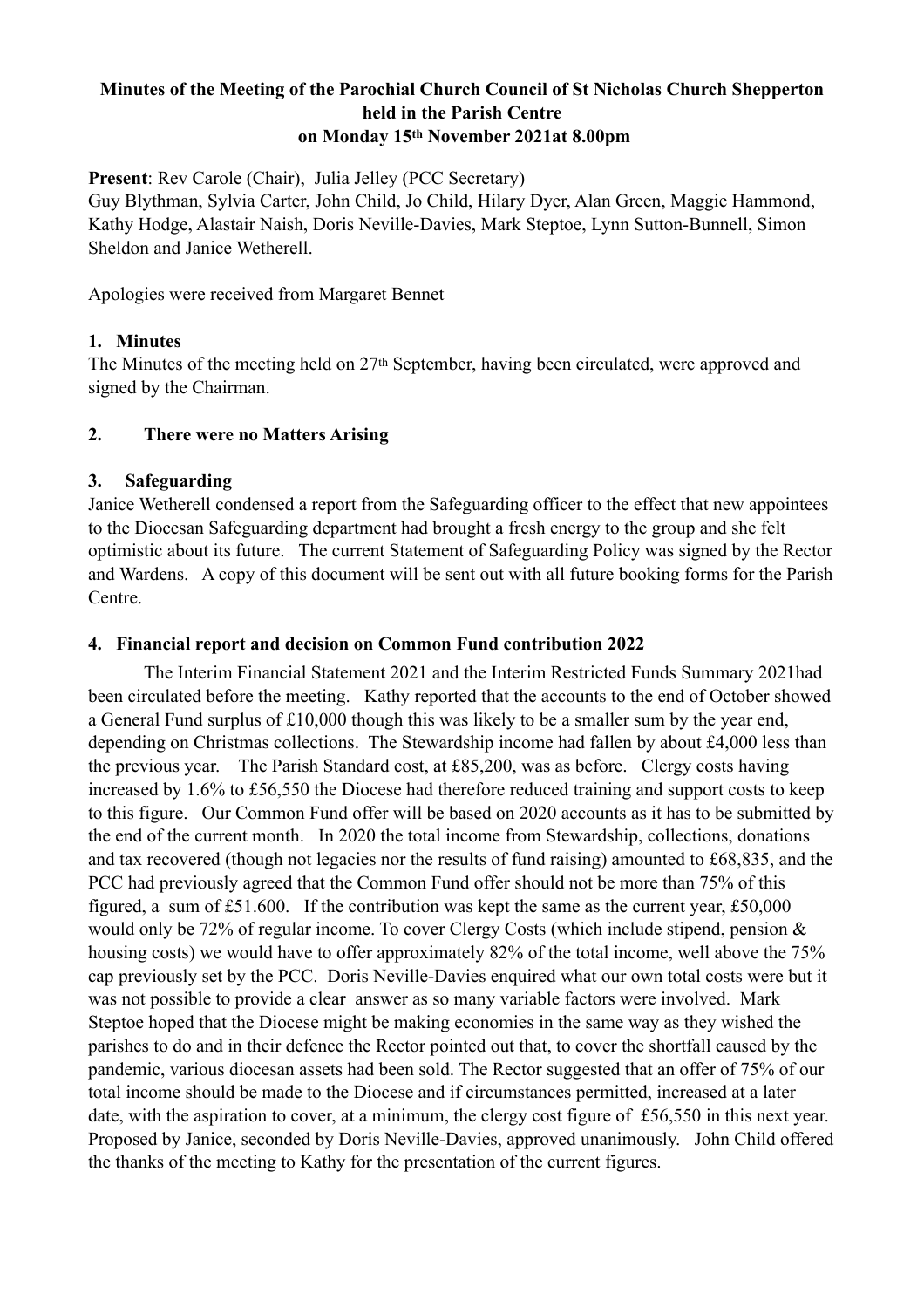**Minutes of the Meeting of the Parochial Church Council of St Nicholas Church Shepperton held in the Parish Centre on Monday 15th November 2021at 8.00pm**

**Present**: Rev Carole (Chair), Julia Jelley (PCC Secretary)
Guy Blythman, Sylvia Carter, John Child, Jo Child, Hilary Dyer, Alan Green, Maggie Hammond, Kathy Hodge, Alastair Naish, Doris Neville-Davies, Mark Steptoe, Lynn Sutton-Bunnell, Simon Sheldon and Janice Wetherell.

Apologies were received from Margaret Bennet

**1. Minutes**

The Minutes of the meeting held on 27th September, having been circulated, were approved and signed by the Chairman.

**2. There were no Matters Arising**

**3. Safeguarding**

Janice Wetherell condensed a report from the Safeguarding officer to the effect that new appointees to the Diocesan Safeguarding department had brought a fresh energy to the group and she felt optimistic about its future. The current Statement of Safeguarding Policy was signed by the Rector and Wardens. A copy of this document will be sent out with all future booking forms for the Parish Centre.

**4. Financial report and decision on Common Fund contribution 2022**

The Interim Financial Statement 2021 and the Interim Restricted Funds Summary 2021had been circulated before the meeting. Kathy reported that the accounts to the end of October showed a General Fund surplus of £10,000 though this was likely to be a smaller sum by the year end, depending on Christmas collections. The Stewardship income had fallen by about £4,000 less than the previous year. The Parish Standard cost, at £85,200, was as before. Clergy costs having increased by 1.6% to £56,550 the Diocese had therefore reduced training and support costs to keep to this figure. Our Common Fund offer will be based on 2020 accounts as it has to be submitted by the end of the current month. In 2020 the total income from Stewardship, collections, donations and tax recovered (though not legacies nor the results of fund raising) amounted to £68,835, and the PCC had previously agreed that the Common Fund offer should not be more than 75% of this figured, a sum of £51.600. If the contribution was kept the same as the current year, £50,000 would only be 72% of regular income. To cover Clergy Costs (which include stipend, pension & housing costs) we would have to offer approximately 82% of the total income, well above the 75% cap previously set by the PCC. Doris Neville-Davies enquired what our own total costs were but it was not possible to provide a clear answer as so many variable factors were involved. Mark Steptoe hoped that the Diocese might be making economies in the same way as they wished the parishes to do and in their defence the Rector pointed out that, to cover the shortfall caused by the pandemic, various diocesan assets had been sold. The Rector suggested that an offer of 75% of our total income should be made to the Diocese and if circumstances permitted, increased at a later date, with the aspiration to cover, at a minimum, the clergy cost figure of £56,550 in this next year. Proposed by Janice, seconded by Doris Neville-Davies, approved unanimously. John Child offered the thanks of the meeting to Kathy for the presentation of the current figures.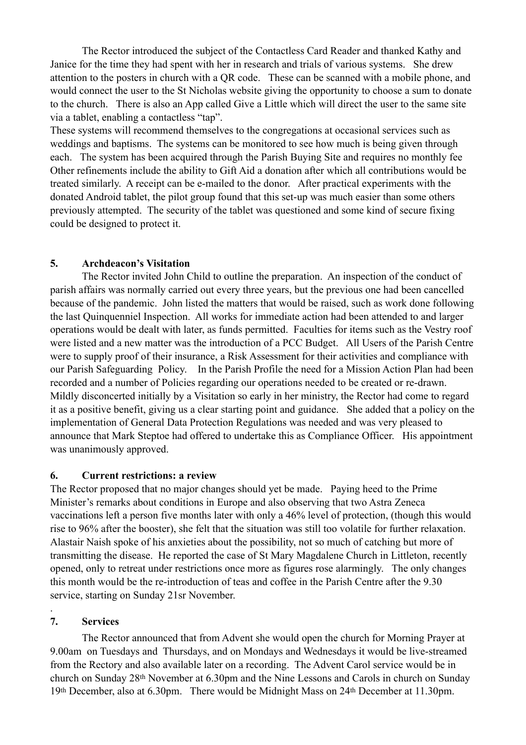The Rector introduced the subject of the Contactless Card Reader and thanked Kathy and Janice for the time they had spent with her in research and trials of various systems. She drew attention to the posters in church with a QR code. These can be scanned with a mobile phone, and would connect the user to the St Nicholas website giving the opportunity to choose a sum to donate to the church. There is also an App called Give a Little which will direct the user to the same site via a tablet, enabling a contactless "tap".

These systems will recommend themselves to the congregations at occasional services such as weddings and baptisms. The systems can be monitored to see how much is being given through each. The system has been acquired through the Parish Buying Site and requires no monthly fee Other refinements include the ability to Gift Aid a donation after which all contributions would be treated similarly. A receipt can be e-mailed to the donor. After practical experiments with the donated Android tablet, the pilot group found that this set-up was much easier than some others previously attempted. The security of the tablet was questioned and some kind of secure fixing could be designed to protect it.

**5. Archdeacon's Visitation**

The Rector invited John Child to outline the preparation. An inspection of the conduct of parish affairs was normally carried out every three years, but the previous one had been cancelled because of the pandemic. John listed the matters that would be raised, such as work done following the last Quinquenniel Inspection. All works for immediate action had been attended to and larger operations would be dealt with later, as funds permitted. Faculties for items such as the Vestry roof were listed and a new matter was the introduction of a PCC Budget. All Users of the Parish Centre were to supply proof of their insurance, a Risk Assessment for their activities and compliance with our Parish Safeguarding Policy. In the Parish Profile the need for a Mission Action Plan had been recorded and a number of Policies regarding our operations needed to be created or re-drawn. Mildly disconcerted initially by a Visitation so early in her ministry, the Rector had come to regard it as a positive benefit, giving us a clear starting point and guidance. She added that a policy on the implementation of General Data Protection Regulations was needed and was very pleased to announce that Mark Steptoe had offered to undertake this as Compliance Officer. His appointment was unanimously approved.

**6. Current restrictions: a review**

The Rector proposed that no major changes should yet be made. Paying heed to the Prime Minister's remarks about conditions in Europe and also observing that two Astra Zeneca vaccinations left a person five months later with only a 46% level of protection, (though this would rise to 96% after the booster), she felt that the situation was still too volatile for further relaxation. Alastair Naish spoke of his anxieties about the possibility, not so much of catching but more of transmitting the disease. He reported the case of St Mary Magdalene Church in Littleton, recently opened, only to retreat under restrictions once more as figures rose alarmingly. The only changes this month would be the re-introduction of teas and coffee in the Parish Centre after the 9.30 service, starting on Sunday 21sr November.

.

**7. Services**

The Rector announced that from Advent she would open the church for Morning Prayer at 9.00am on Tuesdays and Thursdays, and on Mondays and Wednesdays it would be live-streamed from the Rectory and also available later on a recording. The Advent Carol service would be in church on Sunday 28th November at 6.30pm and the Nine Lessons and Carols in church on Sunday 19th December, also at 6.30pm. There would be Midnight Mass on 24th December at 11.30pm.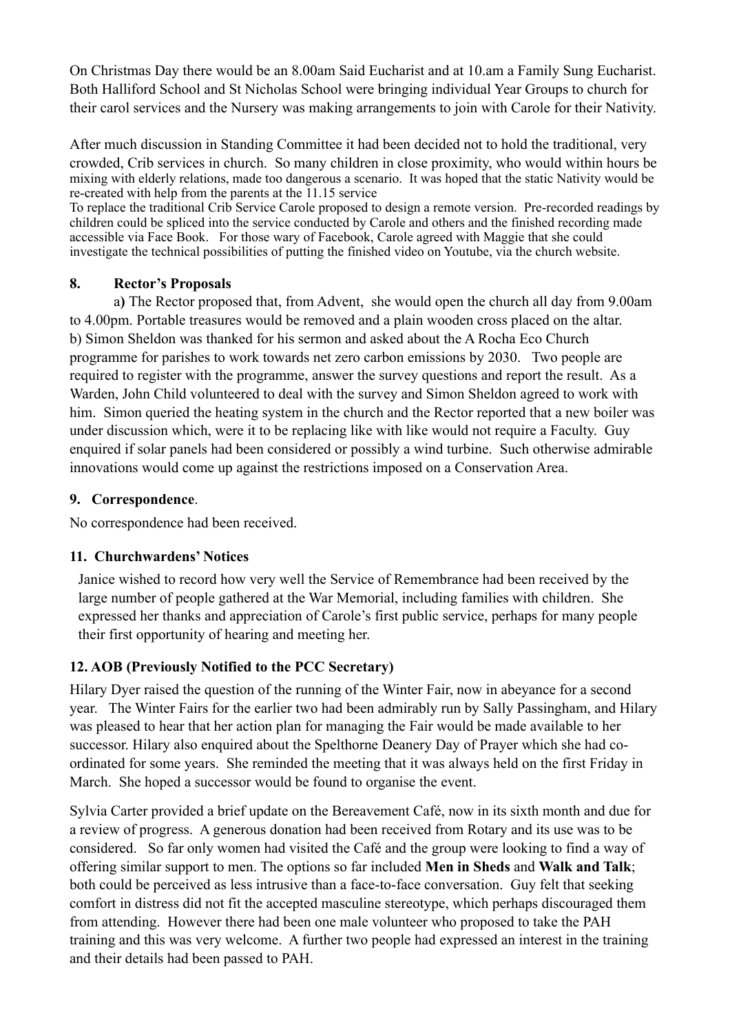On Christmas Day there would be an 8.00am Said Eucharist and at 10.am a Family Sung Eucharist. Both Halliford School and St Nicholas School were bringing individual Year Groups to church for their carol services and the Nursery was making arrangements to join with Carole for their Nativity.

After much discussion in Standing Committee it had been decided not to hold the traditional, very crowded, Crib services in church. So many children in close proximity, who would within hours be mixing with elderly relations, made too dangerous a scenario. It was hoped that the static Nativity would be re-created with help from the parents at the 11.15 service

To replace the traditional Crib Service Carole proposed to design a remote version. Pre-recorded readings by children could be spliced into the service conducted by Carole and others and the finished recording made accessible via Face Book. For those wary of Facebook, Carole agreed with Maggie that she could investigate the technical possibilities of putting the finished video on Youtube, via the church website.

## 8. Rector's Proposals

a**)** The Rector proposed that, from Advent, she would open the church all day from 9.00am to 4.00pm. Portable treasures would be removed and a plain wooden cross placed on the altar.

b) Simon Sheldon was thanked for his sermon and asked about the A Rocha Eco Church programme for parishes to work towards net zero carbon emissions by 2030. Two people are required to register with the programme, answer the survey questions and report the result. As a Warden, John Child volunteered to deal with the survey and Simon Sheldon agreed to work with him. Simon queried the heating system in the church and the Rector reported that a new boiler was under discussion which, were it to be replacing like with like would not require a Faculty. Guy enquired if solar panels had been considered or possibly a wind turbine. Such otherwise admirable innovations would come up against the restrictions imposed on a Conservation Area.

## 9. Correspondence.

No correspondence had been received.

## 11. Churchwardens' Notices

Janice wished to record how very well the Service of Remembrance had been received by the large number of people gathered at the War Memorial, including families with children. She expressed her thanks and appreciation of Carole's first public service, perhaps for many people their first opportunity of hearing and meeting her.

## 12. AOB (Previously Notified to the PCC Secretary)

Hilary Dyer raised the question of the running of the Winter Fair, now in abeyance for a second year. The Winter Fairs for the earlier two had been admirably run by Sally Passingham, and Hilary was pleased to hear that her action plan for managing the Fair would be made available to her successor. Hilary also enquired about the Spelthorne Deanery Day of Prayer which she had co-ordinated for some years. She reminded the meeting that it was always held on the first Friday in March. She hoped a successor would be found to organise the event.

Sylvia Carter provided a brief update on the Bereavement Café, now in its sixth month and due for a review of progress. A generous donation had been received from Rotary and its use was to be considered. So far only women had visited the Café and the group were looking to find a way of offering similar support to men. The options so far included **Men in Sheds** and **Walk and Talk**; both could be perceived as less intrusive than a face-to-face conversation. Guy felt that seeking comfort in distress did not fit the accepted masculine stereotype, which perhaps discouraged them from attending. However there had been one male volunteer who proposed to take the PAH training and this was very welcome. A further two people had expressed an interest in the training and their details had been passed to PAH.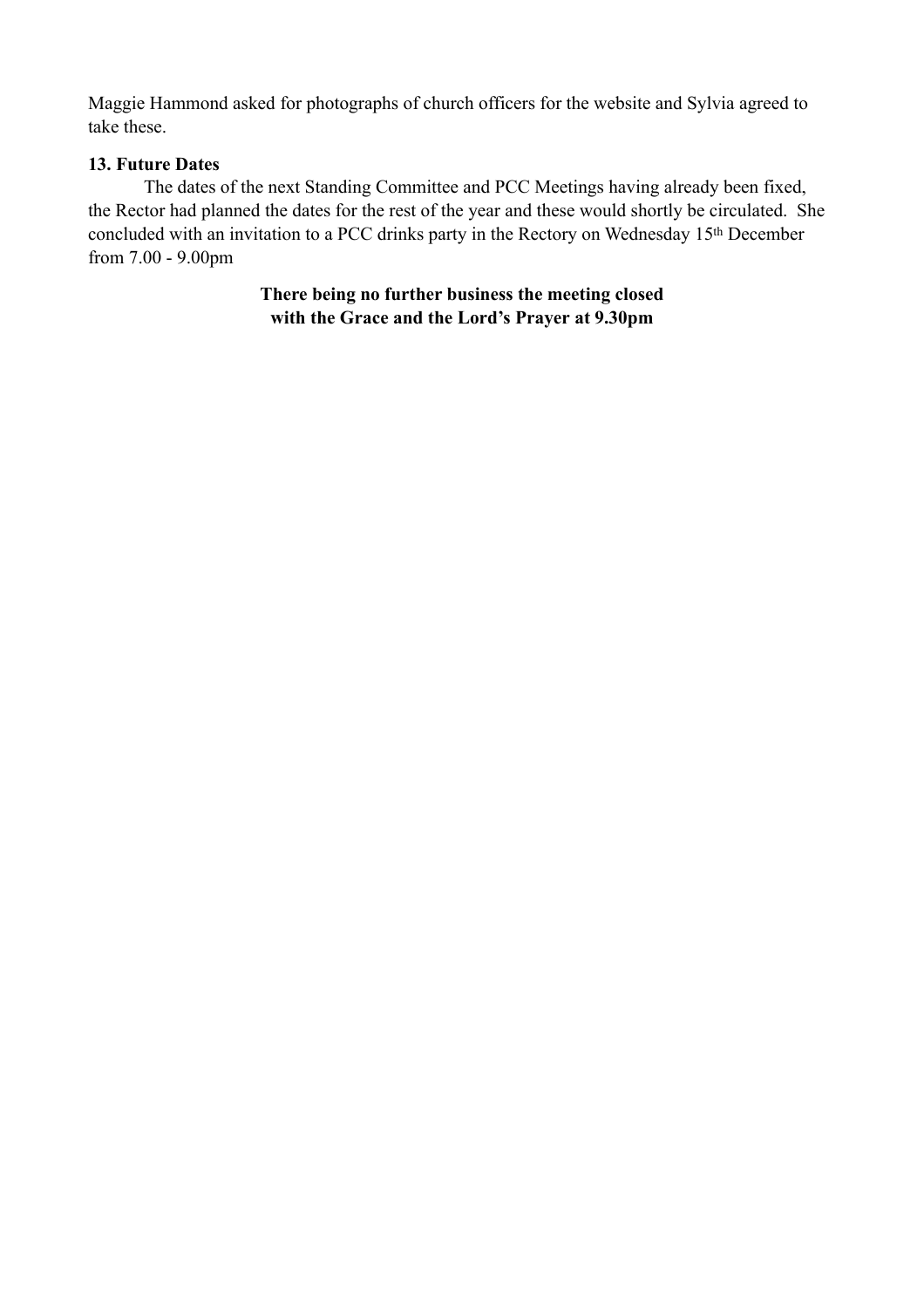Maggie Hammond asked for photographs of church officers for the website and Sylvia agreed to take these.

**13. Future Dates**

The dates of the next Standing Committee and PCC Meetings having already been fixed, the Rector had planned the dates for the rest of the year and these would shortly be circulated. She concluded with an invitation to a PCC drinks party in the Rectory on Wednesday 15th December from 7.00 - 9.00pm

**There being no further business the meeting closed with the Grace and the Lord's Prayer at 9.30pm**